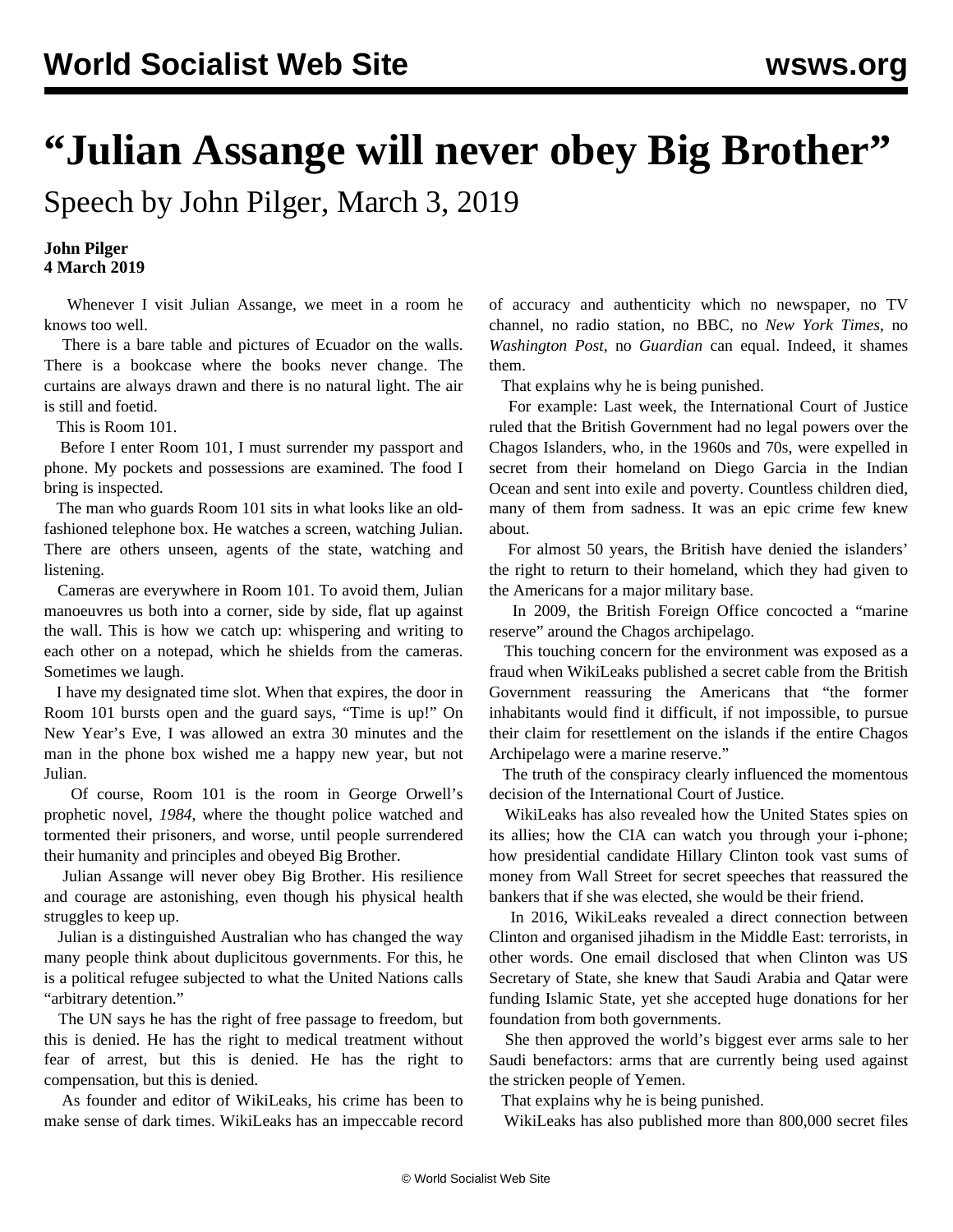# "Julian Assange will never obey Big Brother"

## Speech by John Pilger, March 3, 2019

**John Pilger**
**4 March 2019**

Whenever I visit Julian Assange, we meet in a room he knows too well.

There is a bare table and pictures of Ecuador on the walls. There is a bookcase where the books never change. The curtains are always drawn and there is no natural light. The air is still and foetid.

This is Room 101.

Before I enter Room 101, I must surrender my passport and phone. My pockets and possessions are examined. The food I bring is inspected.

The man who guards Room 101 sits in what looks like an old-fashioned telephone box. He watches a screen, watching Julian. There are others unseen, agents of the state, watching and listening.

Cameras are everywhere in Room 101. To avoid them, Julian manoeuvres us both into a corner, side by side, flat up against the wall. This is how we catch up: whispering and writing to each other on a notepad, which he shields from the cameras. Sometimes we laugh.

I have my designated time slot. When that expires, the door in Room 101 bursts open and the guard says, "Time is up!" On New Year's Eve, I was allowed an extra 30 minutes and the man in the phone box wished me a happy new year, but not Julian.

Of course, Room 101 is the room in George Orwell's prophetic novel, *1984*, where the thought police watched and tormented their prisoners, and worse, until people surrendered their humanity and principles and obeyed Big Brother.

Julian Assange will never obey Big Brother. His resilience and courage are astonishing, even though his physical health struggles to keep up.

Julian is a distinguished Australian who has changed the way many people think about duplicitous governments. For this, he is a political refugee subjected to what the United Nations calls "arbitrary detention."

The UN says he has the right of free passage to freedom, but this is denied. He has the right to medical treatment without fear of arrest, but this is denied. He has the right to compensation, but this is denied.

As founder and editor of WikiLeaks, his crime has been to make sense of dark times. WikiLeaks has an impeccable record of accuracy and authenticity which no newspaper, no TV channel, no radio station, no BBC, no *New York Times*, no *Washington Post*, no *Guardian* can equal. Indeed, it shames them.

That explains why he is being punished.

For example: Last week, the International Court of Justice ruled that the British Government had no legal powers over the Chagos Islanders, who, in the 1960s and 70s, were expelled in secret from their homeland on Diego Garcia in the Indian Ocean and sent into exile and poverty. Countless children died, many of them from sadness. It was an epic crime few knew about.

For almost 50 years, the British have denied the islanders' the right to return to their homeland, which they had given to the Americans for a major military base.

In 2009, the British Foreign Office concocted a "marine reserve" around the Chagos archipelago.

This touching concern for the environment was exposed as a fraud when WikiLeaks published a secret cable from the British Government reassuring the Americans that "the former inhabitants would find it difficult, if not impossible, to pursue their claim for resettlement on the islands if the entire Chagos Archipelago were a marine reserve."

The truth of the conspiracy clearly influenced the momentous decision of the International Court of Justice.

WikiLeaks has also revealed how the United States spies on its allies; how the CIA can watch you through your i-phone; how presidential candidate Hillary Clinton took vast sums of money from Wall Street for secret speeches that reassured the bankers that if she was elected, she would be their friend.

In 2016, WikiLeaks revealed a direct connection between Clinton and organised jihadism in the Middle East: terrorists, in other words. One email disclosed that when Clinton was US Secretary of State, she knew that Saudi Arabia and Qatar were funding Islamic State, yet she accepted huge donations for her foundation from both governments.

She then approved the world's biggest ever arms sale to her Saudi benefactors: arms that are currently being used against the stricken people of Yemen.

That explains why he is being punished.

WikiLeaks has also published more than 800,000 secret files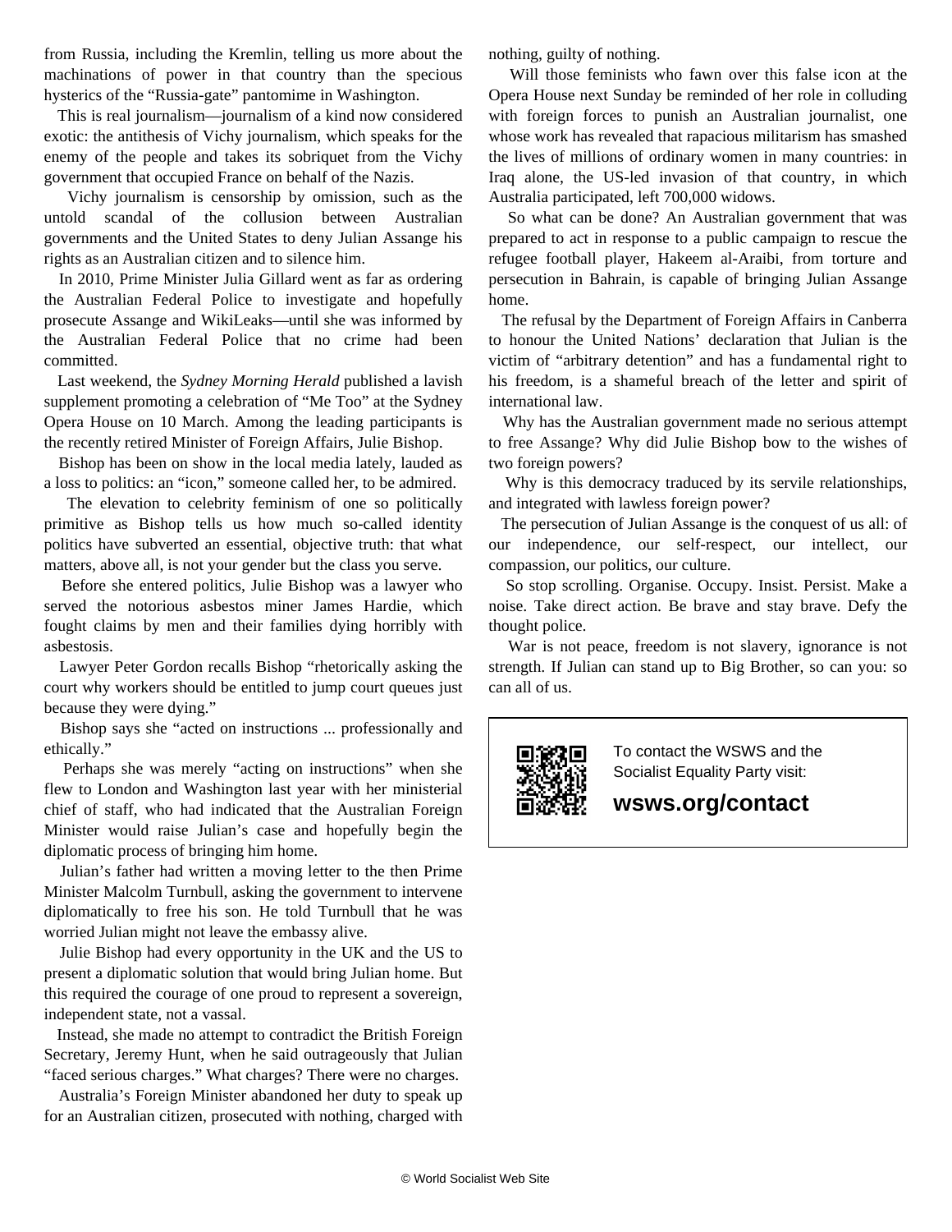from Russia, including the Kremlin, telling us more about the machinations of power in that country than the specious hysterics of the "Russia-gate" pantomime in Washington.

This is real journalism—journalism of a kind now considered exotic: the antithesis of Vichy journalism, which speaks for the enemy of the people and takes its sobriquet from the Vichy government that occupied France on behalf of the Nazis.

Vichy journalism is censorship by omission, such as the untold scandal of the collusion between Australian governments and the United States to deny Julian Assange his rights as an Australian citizen and to silence him.

In 2010, Prime Minister Julia Gillard went as far as ordering the Australian Federal Police to investigate and hopefully prosecute Assange and WikiLeaks—until she was informed by the Australian Federal Police that no crime had been committed.

Last weekend, the *Sydney Morning Herald* published a lavish supplement promoting a celebration of "Me Too" at the Sydney Opera House on 10 March. Among the leading participants is the recently retired Minister of Foreign Affairs, Julie Bishop.

Bishop has been on show in the local media lately, lauded as a loss to politics: an "icon," someone called her, to be admired.

The elevation to celebrity feminism of one so politically primitive as Bishop tells us how much so-called identity politics have subverted an essential, objective truth: that what matters, above all, is not your gender but the class you serve.

Before she entered politics, Julie Bishop was a lawyer who served the notorious asbestos miner James Hardie, which fought claims by men and their families dying horribly with asbestosis.

Lawyer Peter Gordon recalls Bishop "rhetorically asking the court why workers should be entitled to jump court queues just because they were dying."

Bishop says she "acted on instructions ... professionally and ethically."

Perhaps she was merely "acting on instructions" when she flew to London and Washington last year with her ministerial chief of staff, who had indicated that the Australian Foreign Minister would raise Julian's case and hopefully begin the diplomatic process of bringing him home.

Julian's father had written a moving letter to the then Prime Minister Malcolm Turnbull, asking the government to intervene diplomatically to free his son. He told Turnbull that he was worried Julian might not leave the embassy alive.

Julie Bishop had every opportunity in the UK and the US to present a diplomatic solution that would bring Julian home. But this required the courage of one proud to represent a sovereign, independent state, not a vassal.

Instead, she made no attempt to contradict the British Foreign Secretary, Jeremy Hunt, when he said outrageously that Julian "faced serious charges." What charges? There were no charges.

Australia's Foreign Minister abandoned her duty to speak up for an Australian citizen, prosecuted with nothing, charged with nothing, guilty of nothing.

Will those feminists who fawn over this false icon at the Opera House next Sunday be reminded of her role in colluding with foreign forces to punish an Australian journalist, one whose work has revealed that rapacious militarism has smashed the lives of millions of ordinary women in many countries: in Iraq alone, the US-led invasion of that country, in which Australia participated, left 700,000 widows.

So what can be done? An Australian government that was prepared to act in response to a public campaign to rescue the refugee football player, Hakeem al-Araibi, from torture and persecution in Bahrain, is capable of bringing Julian Assange home.

The refusal by the Department of Foreign Affairs in Canberra to honour the United Nations' declaration that Julian is the victim of "arbitrary detention" and has a fundamental right to his freedom, is a shameful breach of the letter and spirit of international law.

Why has the Australian government made no serious attempt to free Assange? Why did Julie Bishop bow to the wishes of two foreign powers?

Why is this democracy traduced by its servile relationships, and integrated with lawless foreign power?

The persecution of Julian Assange is the conquest of us all: of our independence, our self-respect, our intellect, our compassion, our politics, our culture.

So stop scrolling. Organise. Occupy. Insist. Persist. Make a noise. Take direct action. Be brave and stay brave. Defy the thought police.

War is not peace, freedom is not slavery, ignorance is not strength. If Julian can stand up to Big Brother, so can you: so can all of us.

To contact the WSWS and the Socialist Equality Party visit:

**wsws.org/contact**